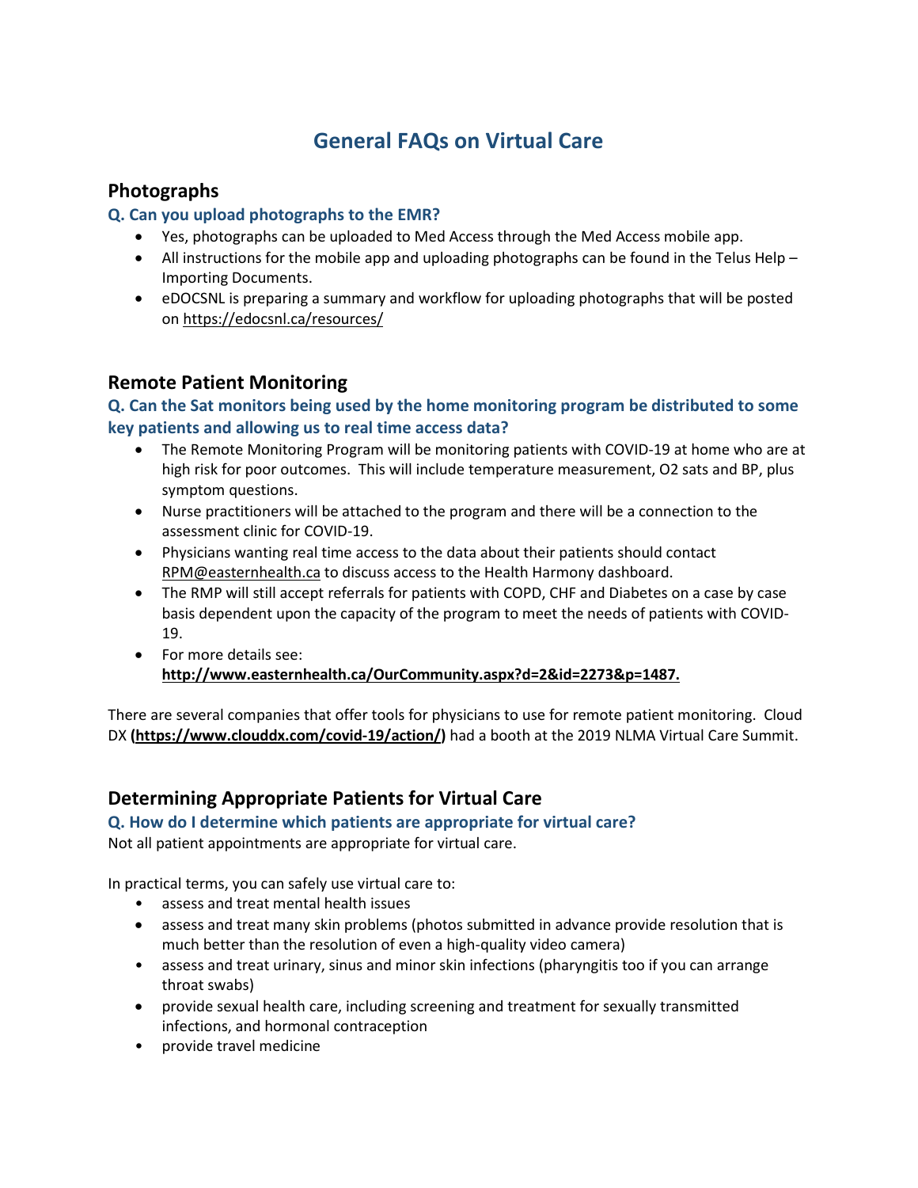# General FAQs on Virtual Care

## Photographs

### Q. Can you upload photographs to the EMR?

- Yes, photographs can be uploaded to Med Access through the Med Access mobile app.
- All instructions for the mobile app and uploading photographs can be found in the Telus Help – Importing Documents.
- eDOCSNL is preparing a summary and workflow for uploading photographs that will be posted on https://edocsnl.ca/resources/

## Remote Patient Monitoring

### Q. Can the Sat monitors being used by the home monitoring program be distributed to some key patients and allowing us to real time access data?

- The Remote Monitoring Program will be monitoring patients with COVID-19 at home who are at high risk for poor outcomes. This will include temperature measurement, O2 sats and BP, plus symptom questions.
- Nurse practitioners will be attached to the program and there will be a connection to the assessment clinic for COVID-19.
- Physicians wanting real time access to the data about their patients should contact RPM@easternhealth.ca to discuss access to the Health Harmony dashboard.
- The RMP will still accept referrals for patients with COPD, CHF and Diabetes on a case by case basis dependent upon the capacity of the program to meet the needs of patients with COVID-19.
- For more details see: **http://www.easternhealth.ca/OurCommunity.aspx?d=2&id=2273&p=1487.**

There are several companies that offer tools for physicians to use for remote patient monitoring. Cloud DX **(https://www.clouddx.com/covid-19/action/)** had a booth at the 2019 NLMA Virtual Care Summit.

## Determining Appropriate Patients for Virtual Care

### Q. How do I determine which patients are appropriate for virtual care?

Not all patient appointments are appropriate for virtual care.

In practical terms, you can safely use virtual care to:

- assess and treat mental health issues
- assess and treat many skin problems (photos submitted in advance provide resolution that is much better than the resolution of even a high-quality video camera)
- assess and treat urinary, sinus and minor skin infections (pharyngitis too if you can arrange throat swabs)
- provide sexual health care, including screening and treatment for sexually transmitted infections, and hormonal contraception
- provide travel medicine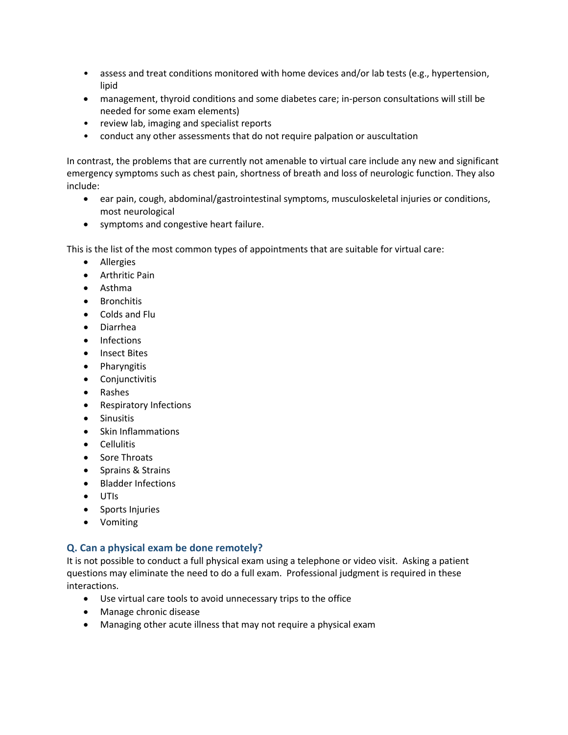- assess and treat conditions monitored with home devices and/or lab tests (e.g., hypertension, lipid
- management, thyroid conditions and some diabetes care; in-person consultations will still be needed for some exam elements)
- review lab, imaging and specialist reports
- conduct any other assessments that do not require palpation or auscultation

In contrast, the problems that are currently not amenable to virtual care include any new and significant emergency symptoms such as chest pain, shortness of breath and loss of neurologic function. They also include:

- ear pain, cough, abdominal/gastrointestinal symptoms, musculoskeletal injuries or conditions, most neurological
- symptoms and congestive heart failure.

This is the list of the most common types of appointments that are suitable for virtual care:

- Allergies
- Arthritic Pain
- Asthma
- Bronchitis
- Colds and Flu
- Diarrhea
- Infections
- Insect Bites
- Pharyngitis
- Conjunctivitis
- Rashes
- Respiratory Infections
- Sinusitis
- Skin Inflammations
- Cellulitis
- Sore Throats
- Sprains & Strains
- Bladder Infections
- UTIs
- Sports Injuries
- Vomiting

### Q. Can a physical exam be done remotely?

It is not possible to conduct a full physical exam using a telephone or video visit. Asking a patient questions may eliminate the need to do a full exam. Professional judgment is required in these interactions.

- Use virtual care tools to avoid unnecessary trips to the office
- Manage chronic disease
- Managing other acute illness that may not require a physical exam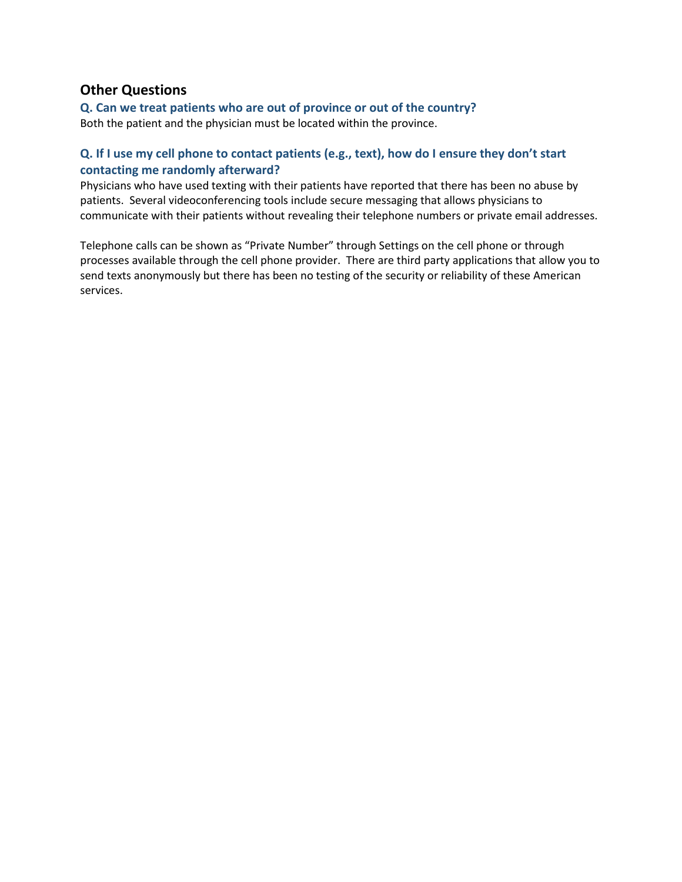## Other Questions

### Q. Can we treat patients who are out of province or out of the country?

Both the patient and the physician must be located within the province.

### Q. If I use my cell phone to contact patients (e.g., text), how do I ensure they don't start contacting me randomly afterward?

Physicians who have used texting with their patients have reported that there has been no abuse by patients. Several videoconferencing tools include secure messaging that allows physicians to communicate with their patients without revealing their telephone numbers or private email addresses.

Telephone calls can be shown as "Private Number" through Settings on the cell phone or through processes available through the cell phone provider. There are third party applications that allow you to send texts anonymously but there has been no testing of the security or reliability of these American services.